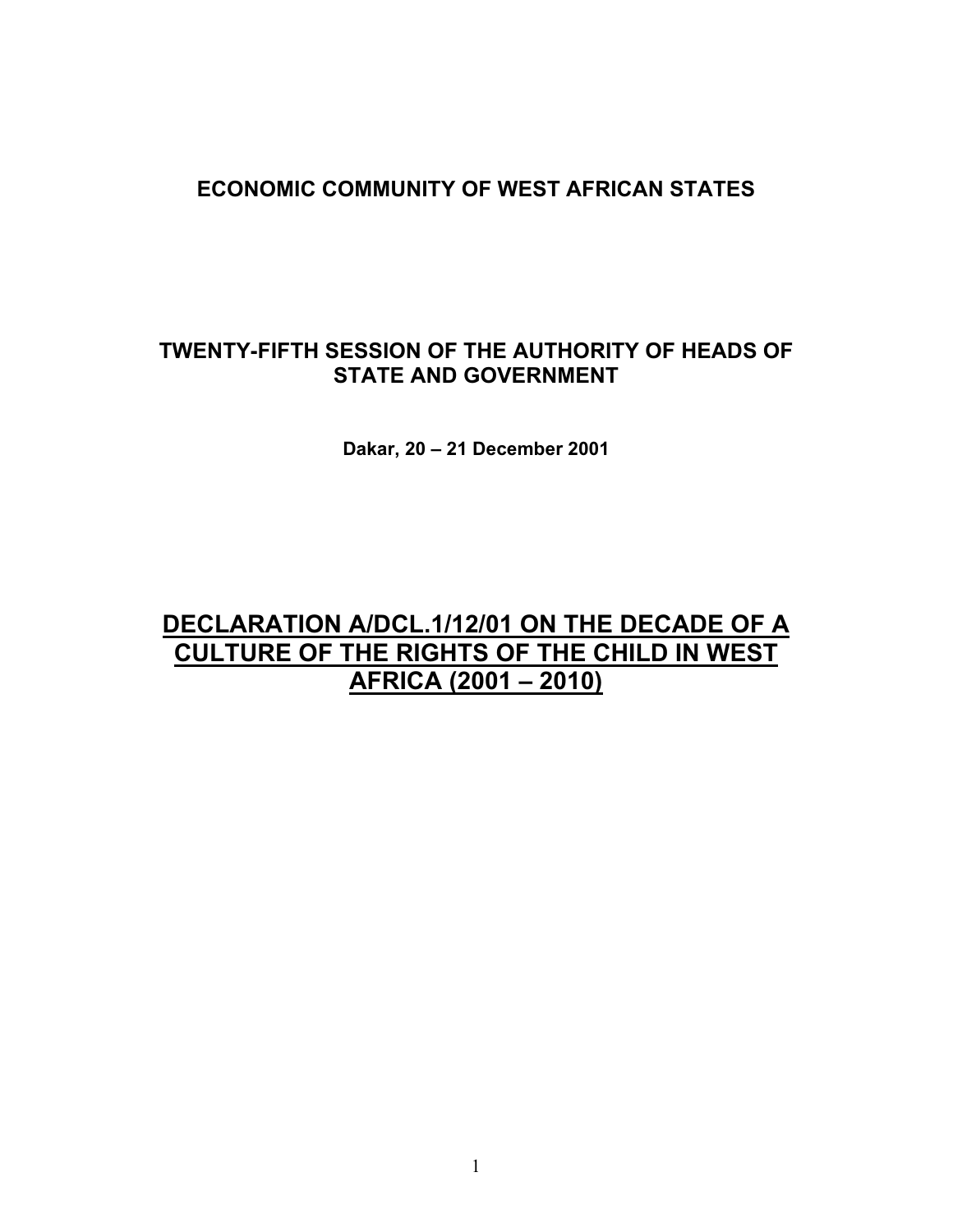**ECONOMIC COMMUNITY OF WEST AFRICAN STATES**

**TWENTY-FIFTH SESSION OF THE AUTHORITY OF HEADS OF STATE AND GOVERNMENT**

**Dakar, 20 – 21 December 2001**

# DECLARATION A/DCL.1/12/01 ON THE DECADE OF A CULTURE OF THE RIGHTS OF THE CHILD IN WEST AFRICA (2001 – 2010)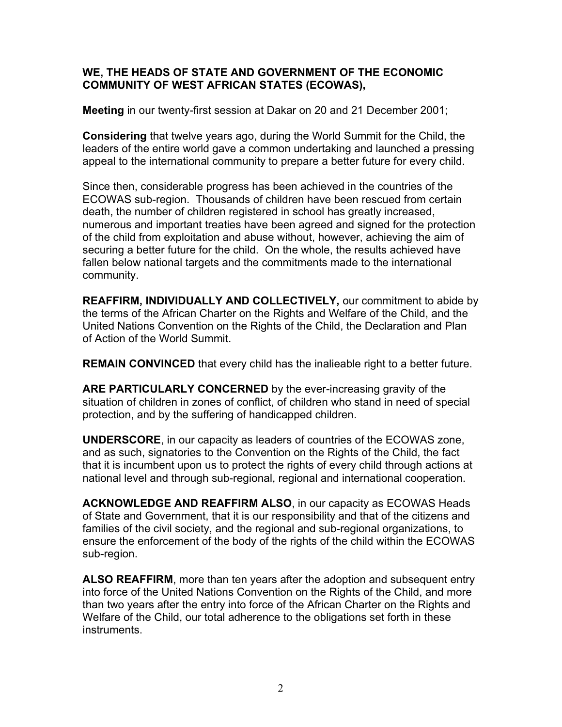**WE, THE HEADS OF STATE AND GOVERNMENT OF THE ECONOMIC COMMUNITY OF WEST AFRICAN STATES (ECOWAS),**

**Meeting** in our twenty-first session at Dakar on 20 and 21 December 2001;

**Considering** that twelve years ago, during the World Summit for the Child, the leaders of the entire world gave a common undertaking and launched a pressing appeal to the international community to prepare a better future for every child.

Since then, considerable progress has been achieved in the countries of the ECOWAS sub-region. Thousands of children have been rescued from certain death, the number of children registered in school has greatly increased, numerous and important treaties have been agreed and signed for the protection of the child from exploitation and abuse without, however, achieving the aim of securing a better future for the child. On the whole, the results achieved have fallen below national targets and the commitments made to the international community.

**REAFFIRM, INDIVIDUALLY AND COLLECTIVELY,** our commitment to abide by the terms of the African Charter on the Rights and Welfare of the Child, and the United Nations Convention on the Rights of the Child, the Declaration and Plan of Action of the World Summit.

**REMAIN CONVINCED** that every child has the inalieable right to a better future.

**ARE PARTICULARLY CONCERNED** by the ever-increasing gravity of the situation of children in zones of conflict, of children who stand in need of special protection, and by the suffering of handicapped children.

**UNDERSCORE**, in our capacity as leaders of countries of the ECOWAS zone, and as such, signatories to the Convention on the Rights of the Child, the fact that it is incumbent upon us to protect the rights of every child through actions at national level and through sub-regional, regional and international cooperation.

**ACKNOWLEDGE AND REAFFIRM ALSO**, in our capacity as ECOWAS Heads of State and Government, that it is our responsibility and that of the citizens and families of the civil society, and the regional and sub-regional organizations, to ensure the enforcement of the body of the rights of the child within the ECOWAS sub-region.

**ALSO REAFFIRM**, more than ten years after the adoption and subsequent entry into force of the United Nations Convention on the Rights of the Child, and more than two years after the entry into force of the African Charter on the Rights and Welfare of the Child, our total adherence to the obligations set forth in these instruments.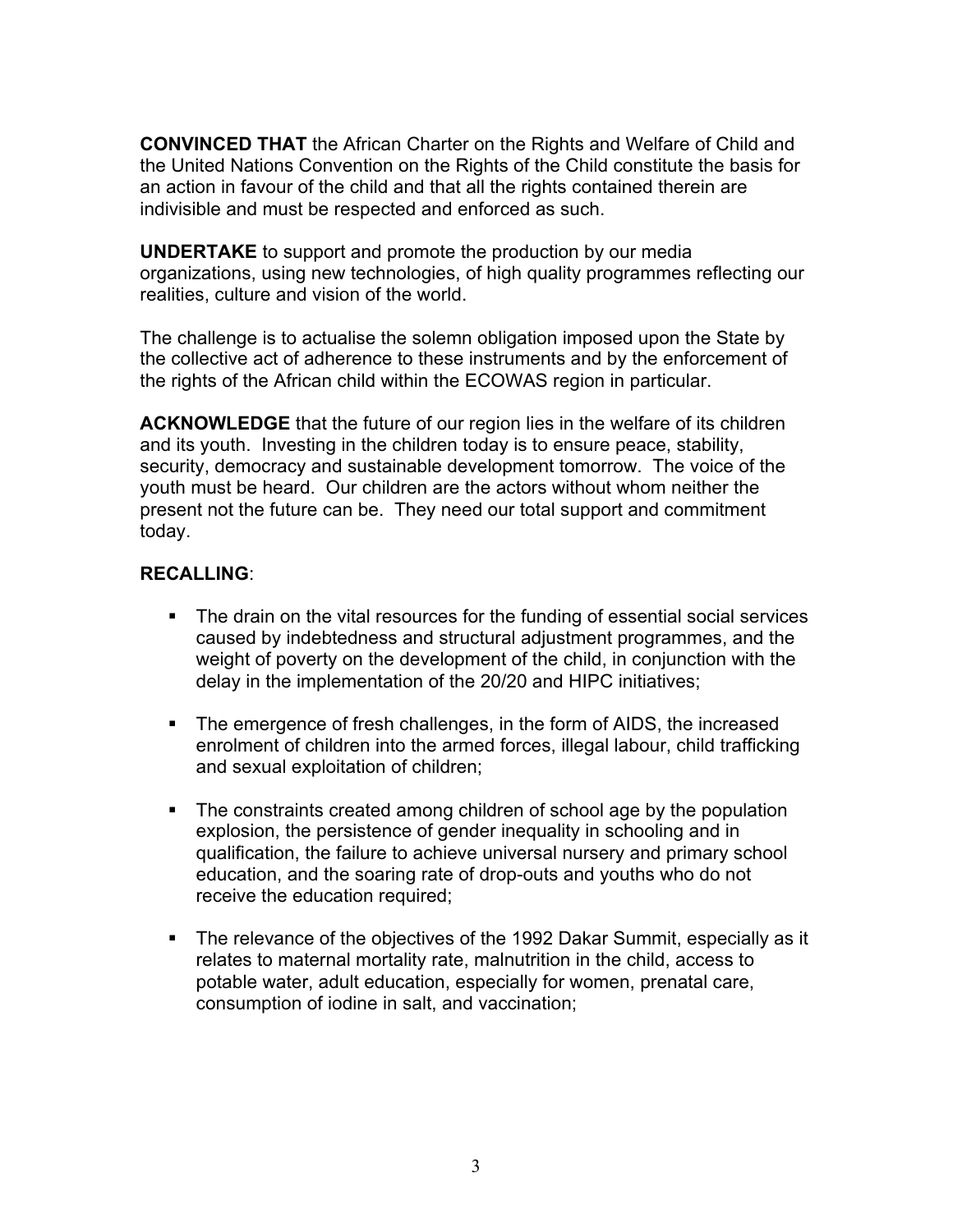**CONVINCED THAT** the African Charter on the Rights and Welfare of Child and the United Nations Convention on the Rights of the Child constitute the basis for an action in favour of the child and that all the rights contained therein are indivisible and must be respected and enforced as such.

**UNDERTAKE** to support and promote the production by our media organizations, using new technologies, of high quality programmes reflecting our realities, culture and vision of the world.

The challenge is to actualise the solemn obligation imposed upon the State by the collective act of adherence to these instruments and by the enforcement of the rights of the African child within the ECOWAS region in particular.

**ACKNOWLEDGE** that the future of our region lies in the welfare of its children and its youth. Investing in the children today is to ensure peace, stability, security, democracy and sustainable development tomorrow. The voice of the youth must be heard. Our children are the actors without whom neither the present not the future can be. They need our total support and commitment today.

**RECALLING**:

- The drain on the vital resources for the funding of essential social services caused by indebtedness and structural adjustment programmes, and the weight of poverty on the development of the child, in conjunction with the delay in the implementation of the 20/20 and HIPC initiatives;

- The emergence of fresh challenges, in the form of AIDS, the increased enrolment of children into the armed forces, illegal labour, child trafficking and sexual exploitation of children;

- The constraints created among children of school age by the population explosion, the persistence of gender inequality in schooling and in qualification, the failure to achieve universal nursery and primary school education, and the soaring rate of drop-outs and youths who do not receive the education required;

- The relevance of the objectives of the 1992 Dakar Summit, especially as it relates to maternal mortality rate, malnutrition in the child, access to potable water, adult education, especially for women, prenatal care, consumption of iodine in salt, and vaccination;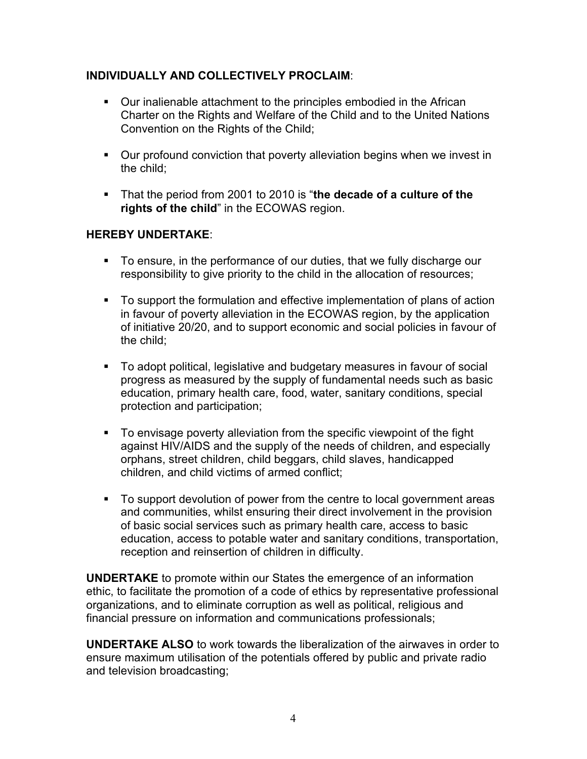**INDIVIDUALLY AND COLLECTIVELY PROCLAIM**:

- Our inalienable attachment to the principles embodied in the African Charter on the Rights and Welfare of the Child and to the United Nations Convention on the Rights of the Child;
- Our profound conviction that poverty alleviation begins when we invest in the child;
- That the period from 2001 to 2010 is "**the decade of a culture of the rights of the child**" in the ECOWAS region.

**HEREBY UNDERTAKE**:

- To ensure, in the performance of our duties, that we fully discharge our responsibility to give priority to the child in the allocation of resources;
- To support the formulation and effective implementation of plans of action in favour of poverty alleviation in the ECOWAS region, by the application of initiative 20/20, and to support economic and social policies in favour of the child;
- To adopt political, legislative and budgetary measures in favour of social progress as measured by the supply of fundamental needs such as basic education, primary health care, food, water, sanitary conditions, special protection and participation;
- To envisage poverty alleviation from the specific viewpoint of the fight against HIV/AIDS and the supply of the needs of children, and especially orphans, street children, child beggars, child slaves, handicapped children, and child victims of armed conflict;
- To support devolution of power from the centre to local government areas and communities, whilst ensuring their direct involvement in the provision of basic social services such as primary health care, access to basic education, access to potable water and sanitary conditions, transportation, reception and reinsertion of children in difficulty.

**UNDERTAKE** to promote within our States the emergence of an information ethic, to facilitate the promotion of a code of ethics by representative professional organizations, and to eliminate corruption as well as political, religious and financial pressure on information and communications professionals;

**UNDERTAKE ALSO** to work towards the liberalization of the airwaves in order to ensure maximum utilisation of the potentials offered by public and private radio and television broadcasting;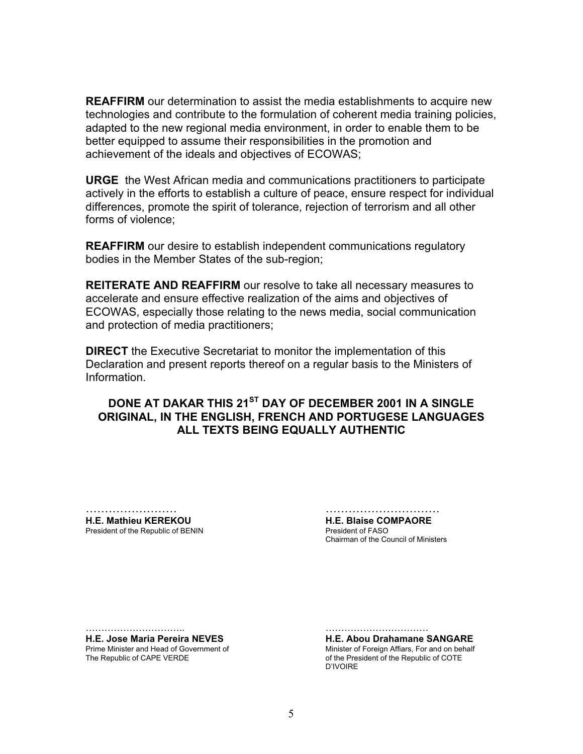**REAFFIRM** our determination to assist the media establishments to acquire new technologies and contribute to the formulation of coherent media training policies, adapted to the new regional media environment, in order to enable them to be better equipped to assume their responsibilities in the promotion and achievement of the ideals and objectives of ECOWAS;

**URGE** the West African media and communications practitioners to participate actively in the efforts to establish a culture of peace, ensure respect for individual differences, promote the spirit of tolerance, rejection of terrorism and all other forms of violence;

**REAFFIRM** our desire to establish independent communications regulatory bodies in the Member States of the sub-region;

**REITERATE AND REAFFIRM** our resolve to take all necessary measures to accelerate and ensure effective realization of the aims and objectives of ECOWAS, especially those relating to the news media, social communication and protection of media practitioners;

**DIRECT** the Executive Secretariat to monitor the implementation of this Declaration and present reports thereof on a regular basis to the Ministers of Information.

**DONE AT DAKAR THIS 21ST DAY OF DECEMBER 2001 IN A SINGLE ORIGINAL, IN THE ENGLISH, FRENCH AND PORTUGESE LANGUAGES ALL TEXTS BEING EQUALLY AUTHENTIC**

……………………
**H.E. Mathieu KEREKOU**
President of the Republic of BENIN

…………………………
**H.E. Blaise COMPAORE**
President of FASO
Chairman of the Council of Ministers

…………………………..
**H.E. Jose Maria Pereira NEVES**
Prime Minister and Head of Government of
The Republic of CAPE VERDE

……………………………
**H.E. Abou Drahamane SANGARE**
Minister of Foreign Affiars, For and on behalf
of the President of the Republic of COTE D'IVOIRE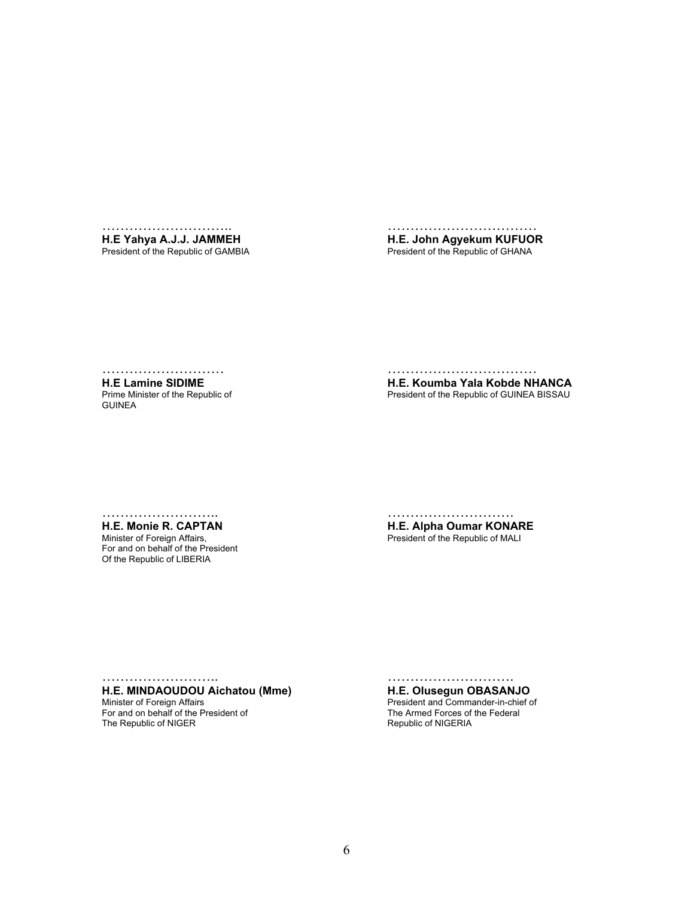………………………..
**H.E Yahya A.J.J. JAMMEH**
President of the Republic of GAMBIA

……………………………
**H.E. John Agyekum KUFUOR**
President of the Republic of GHANA

………………………
**H.E Lamine SIDIME**
Prime Minister of the Republic of
GUINEA

……………………………
**H.E. Koumba Yala Kobde NHANCA**
President of the Republic of GUINEA BISSAU

…………………….
**H.E. Monie R. CAPTAN**
Minister of Foreign Affairs,
For and on behalf of the President
Of the Republic of LIBERIA

………………………
**H.E. Alpha Oumar KONARE**
President of the Republic of MALI

…………………….
**H.E. MINDAOUDOU Aichatou (Mme)**
Minister of Foreign Affairs
For and on behalf of the President of
The Republic of NIGER

………………………
**H.E. Olusegun OBASANJO**
President and Commander-in-chief of
The Armed Forces of the Federal
Republic of NIGERIA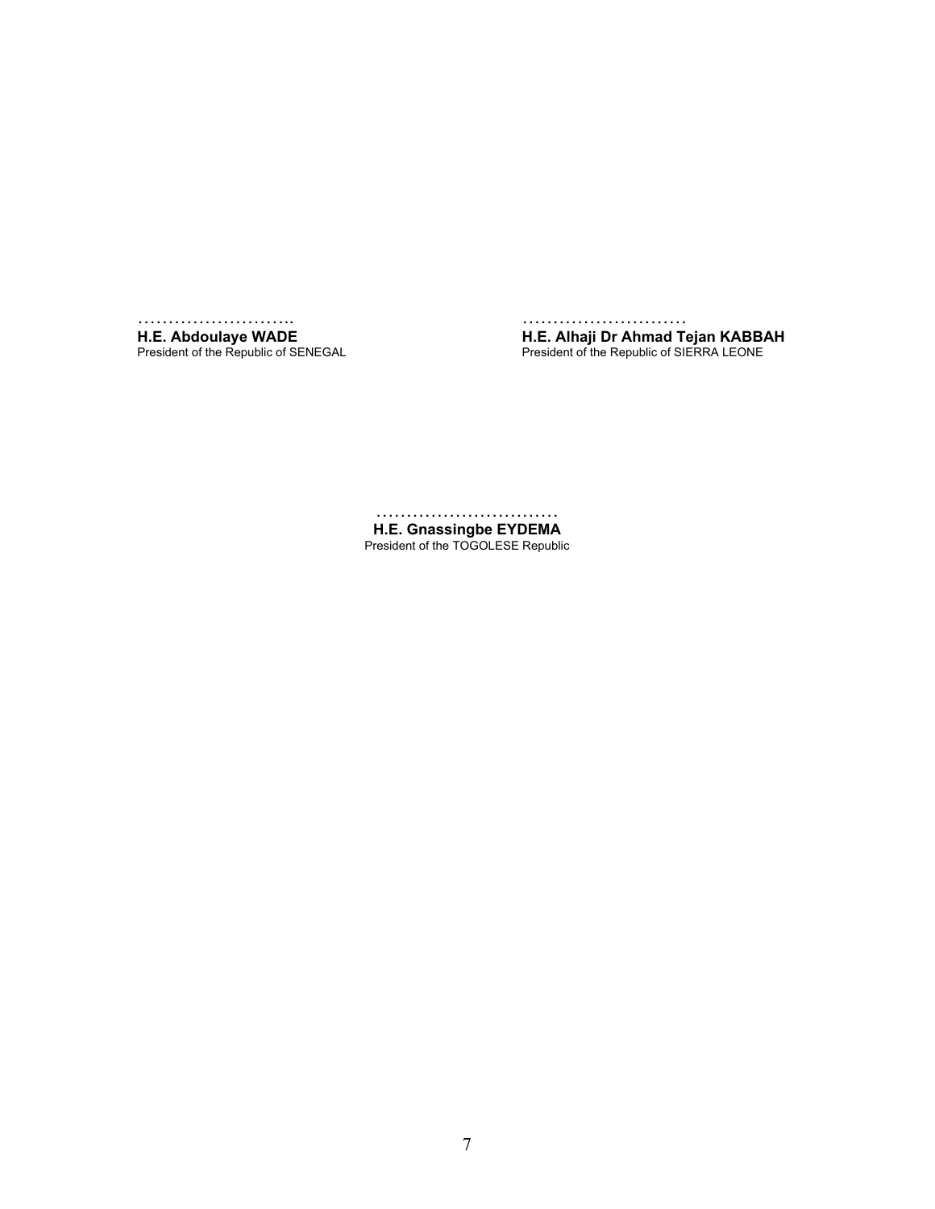……………………..
**H.E. Abdoulaye WADE**
President of the Republic of SENEGAL

………………………
**H.E. Alhaji Dr Ahmad Tejan KABBAH**
President of the Republic of SIERRA LEONE

…………………………
**H.E. Gnassingbe EYDEMA**
President of the TOGOLESE Republic